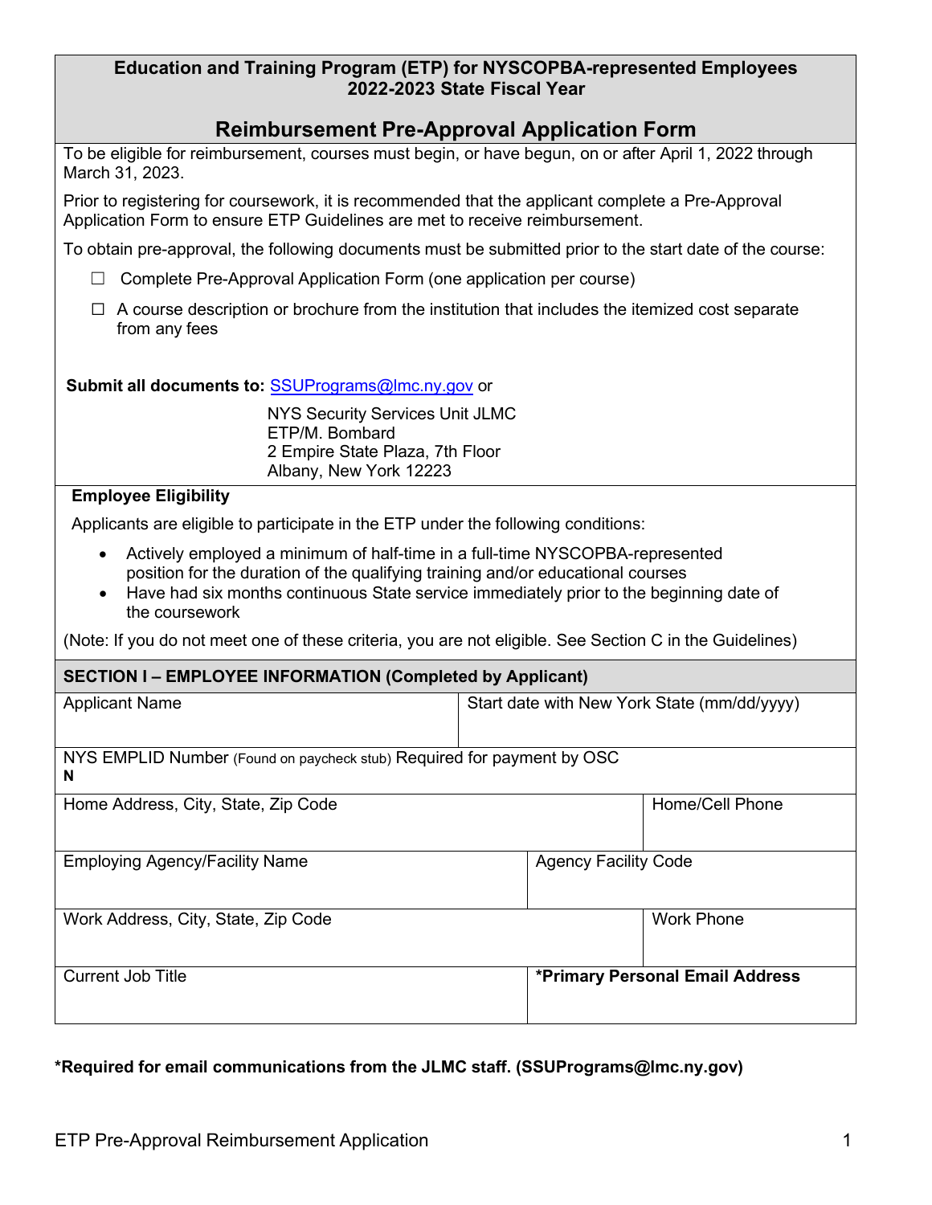# Education and Training Program (ETP) for NYSCOPBA-represented Employees
## 2022-2023 State Fiscal Year

## Reimbursement Pre-Approval Application Form

To be eligible for reimbursement, courses must begin, or have begun, on or after April 1, 2022 through March 31, 2023.

Prior to registering for coursework, it is recommended that the applicant complete a Pre-Approval Application Form to ensure ETP Guidelines are met to receive reimbursement.

To obtain pre-approval, the following documents must be submitted prior to the start date of the course:

☐ Complete Pre-Approval Application Form (one application per course)

☐ A course description or brochure from the institution that includes the itemized cost separate from any fees

**Submit all documents to:** SSUPrograms@lmc.ny.gov or

NYS Security Services Unit JLMC
ETP/M. Bombard
2 Empire State Plaza, 7th Floor
Albany, New York 12223

**Employee Eligibility**

Applicants are eligible to participate in the ETP under the following conditions:

- Actively employed a minimum of half-time in a full-time NYSCOPBA-represented position for the duration of the qualifying training and/or educational courses
- Have had six months continuous State service immediately prior to the beginning date of the coursework

(Note: If you do not meet one of these criteria, you are not eligible. See Section C in the Guidelines)

**SECTION I – EMPLOYEE INFORMATION (Completed by Applicant)**

| | |
|---|---|
| Applicant Name | Start date with New York State (mm/dd/yyyy) |
| NYS EMPLID Number (Found on paycheck stub) Required for payment by OSC<br>**N** | |
| Home Address, City, State, Zip Code | Home/Cell Phone |
| Employing Agency/Facility Name | Agency Facility Code |
| Work Address, City, State, Zip Code | Work Phone |
| Current Job Title | **\*Primary Personal Email Address** |

**\*Required for email communications from the JLMC staff. (SSUPrograms@lmc.ny.gov)**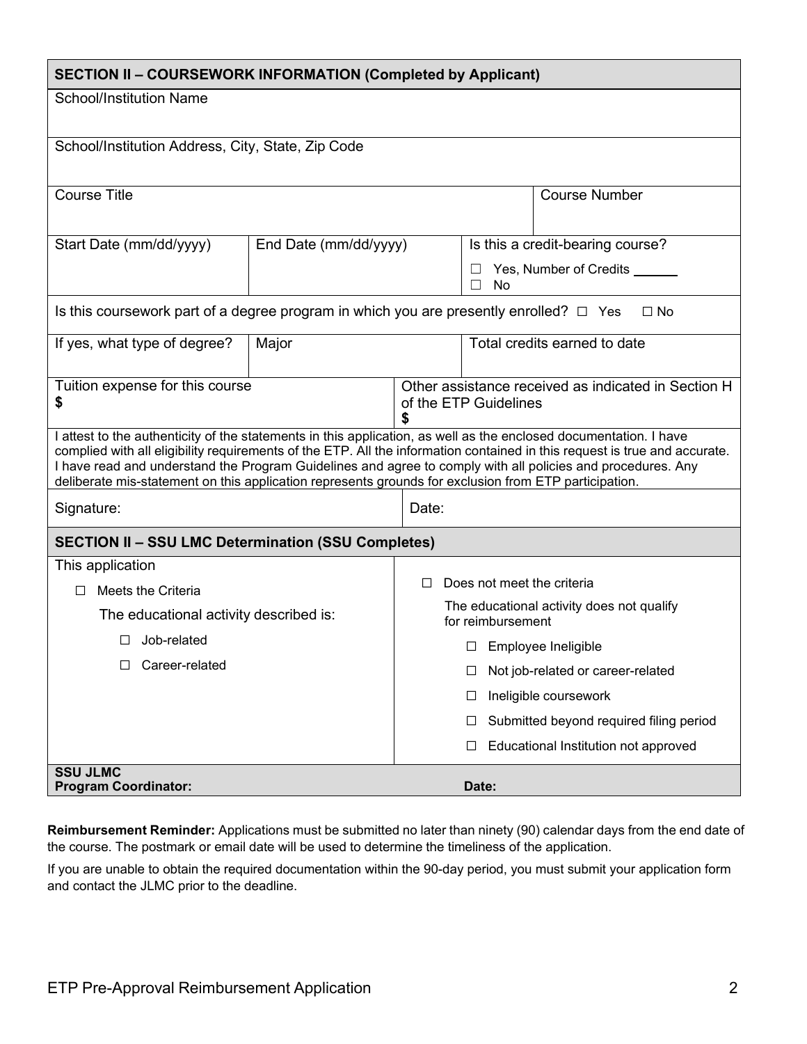## SECTION II – COURSEWORK INFORMATION (Completed by Applicant)

| | | | |
|---|---|---|---|
| School/Institution Name | | | |
| School/Institution Address, City, State, Zip Code | | | |
| Course Title | | | Course Number |
| Start Date (mm/dd/yyyy) | End Date (mm/dd/yyyy) | Is this a credit-bearing course?<br>☐ Yes, Number of Credits ______<br>☐ No | |
| Is this coursework part of a degree program in which you are presently enrolled? ☐ Yes ☐ No | | | |
| If yes, what type of degree? | Major | Total credits earned to date | |
| Tuition expense for this course<br>$ | | Other assistance received as indicated in Section H of the ETP Guidelines<br>$ | |

I attest to the authenticity of the statements in this application, as well as the enclosed documentation. I have complied with all eligibility requirements of the ETP. All the information contained in this request is true and accurate. I have read and understand the Program Guidelines and agree to comply with all policies and procedures. Any deliberate mis-statement on this application represents grounds for exclusion from ETP participation.

| | |
|---|---|
| Signature: | Date: |

## SECTION II – SSU LMC Determination (SSU Completes)

This application

| | |
|---|---|
| ☐ Meets the Criteria<br>The educational activity described is:<br>☐ Job-related<br>☐ Career-related | ☐ Does not meet the criteria<br>The educational activity does not qualify for reimbursement<br>☐ Employee Ineligible<br>☐ Not job-related or career-related<br>☐ Ineligible coursework<br>☐ Submitted beyond required filing period<br>☐ Educational Institution not approved |

**SSU JLMC Program Coordinator:** **Date:**

**Reimbursement Reminder:** Applications must be submitted no later than ninety (90) calendar days from the end date of the course. The postmark or email date will be used to determine the timeliness of the application.

If you are unable to obtain the required documentation within the 90-day period, you must submit your application form and contact the JLMC prior to the deadline.